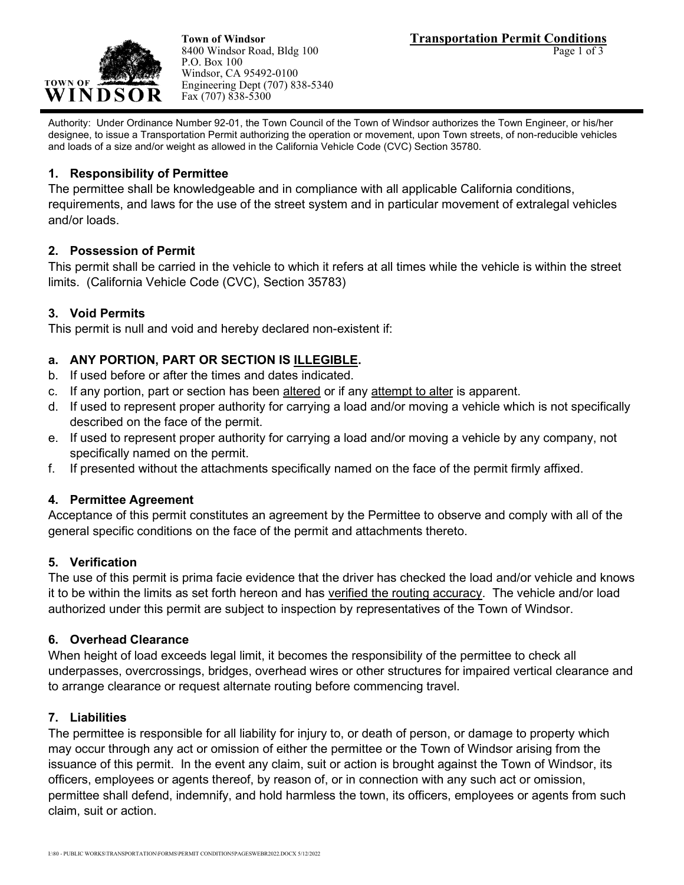**Town of Windsor**
8400 Windsor Road, Bldg 100
P.O. Box 100
Windsor, CA 95492-0100
Engineering Dept (707) 838-5340
Fax (707) 838-5300

# Transportation Permit Conditions

Authority: Under Ordinance Number 92-01, the Town Council of the Town of Windsor authorizes the Town Engineer, or his/her designee, to issue a Transportation Permit authorizing the operation or movement, upon Town streets, of non-reducible vehicles and loads of a size and/or weight as allowed in the California Vehicle Code (CVC) Section 35780.

### 1. Responsibility of Permittee

The permittee shall be knowledgeable and in compliance with all applicable California conditions, requirements, and laws for the use of the street system and in particular movement of extralegal vehicles and/or loads.

### 2. Possession of Permit

This permit shall be carried in the vehicle to which it refers at all times while the vehicle is within the street limits. (California Vehicle Code (CVC), Section 35783)

### 3. Void Permits

This permit is null and void and hereby declared non-existent if:

**a. ANY PORTION, PART OR SECTION IS ILLEGIBLE.**
b. If used before or after the times and dates indicated.
c. If any portion, part or section has been altered or if any attempt to alter is apparent.
d. If used to represent proper authority for carrying a load and/or moving a vehicle which is not specifically described on the face of the permit.
e. If used to represent proper authority for carrying a load and/or moving a vehicle by any company, not specifically named on the permit.
f. If presented without the attachments specifically named on the face of the permit firmly affixed.

### 4. Permittee Agreement

Acceptance of this permit constitutes an agreement by the Permittee to observe and comply with all of the general specific conditions on the face of the permit and attachments thereto.

### 5. Verification

The use of this permit is prima facie evidence that the driver has checked the load and/or vehicle and knows it to be within the limits as set forth hereon and has verified the routing accuracy. The vehicle and/or load authorized under this permit are subject to inspection by representatives of the Town of Windsor.

### 6. Overhead Clearance

When height of load exceeds legal limit, it becomes the responsibility of the permittee to check all underpasses, overcrossings, bridges, overhead wires or other structures for impaired vertical clearance and to arrange clearance or request alternate routing before commencing travel.

### 7. Liabilities

The permittee is responsible for all liability for injury to, or death of person, or damage to property which may occur through any act or omission of either the permittee or the Town of Windsor arising from the issuance of this permit. In the event any claim, suit or action is brought against the Town of Windsor, its officers, employees or agents thereof, by reason of, or in connection with any such act or omission, permittee shall defend, indemnify, and hold harmless the town, its officers, employees or agents from such claim, suit or action.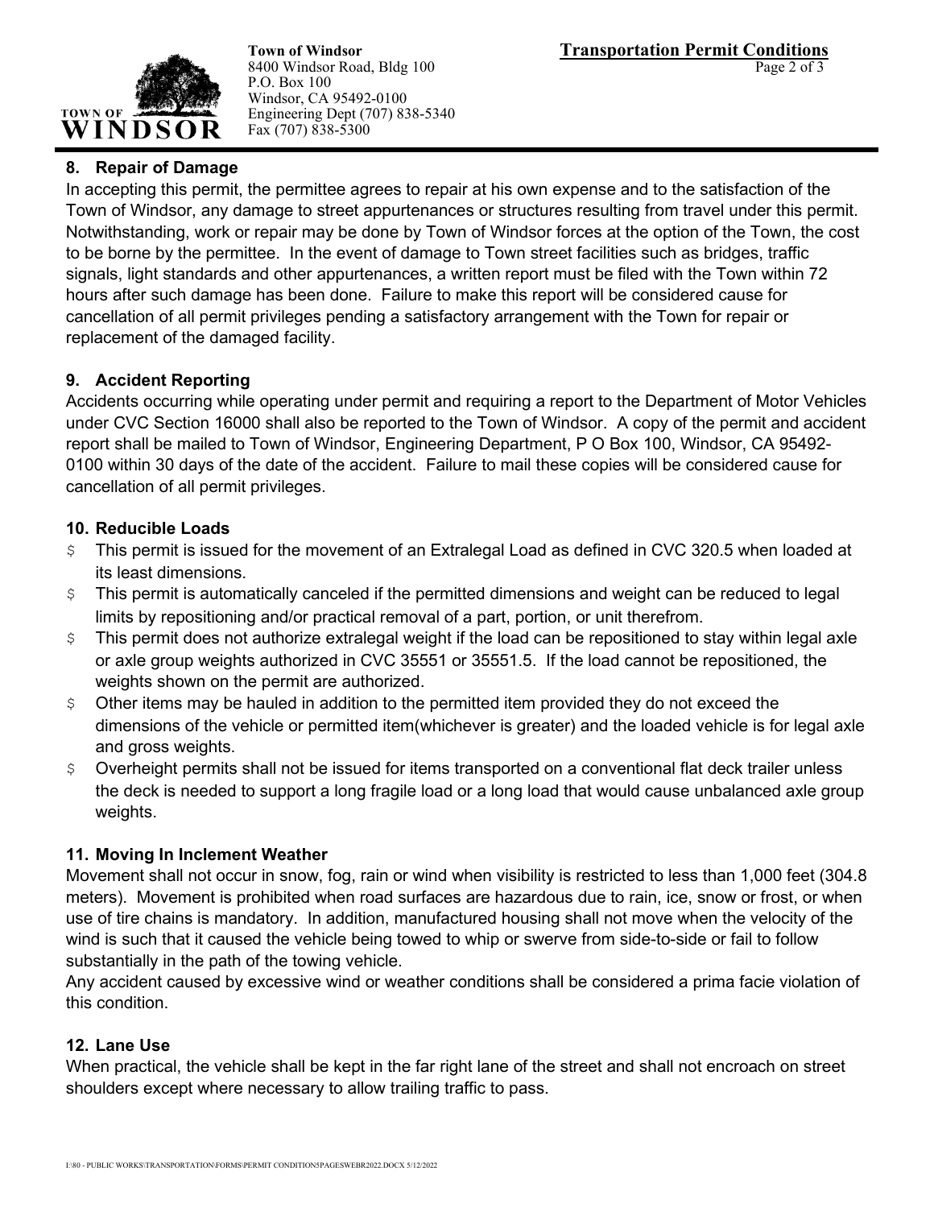## 8. Repair of Damage

In accepting this permit, the permittee agrees to repair at his own expense and to the satisfaction of the Town of Windsor, any damage to street appurtenances or structures resulting from travel under this permit. Notwithstanding, work or repair may be done by Town of Windsor forces at the option of the Town, the cost to be borne by the permittee. In the event of damage to Town street facilities such as bridges, traffic signals, light standards and other appurtenances, a written report must be filed with the Town within 72 hours after such damage has been done. Failure to make this report will be considered cause for cancellation of all permit privileges pending a satisfactory arrangement with the Town for repair or replacement of the damaged facility.

## 9. Accident Reporting

Accidents occurring while operating under permit and requiring a report to the Department of Motor Vehicles under CVC Section 16000 shall also be reported to the Town of Windsor. A copy of the permit and accident report shall be mailed to Town of Windsor, Engineering Department, P O Box 100, Windsor, CA 95492-0100 within 30 days of the date of the accident. Failure to mail these copies will be considered cause for cancellation of all permit privileges.

## 10. Reducible Loads

- This permit is issued for the movement of an Extralegal Load as defined in CVC 320.5 when loaded at its least dimensions.
- This permit is automatically canceled if the permitted dimensions and weight can be reduced to legal limits by repositioning and/or practical removal of a part, portion, or unit therefrom.
- This permit does not authorize extralegal weight if the load can be repositioned to stay within legal axle or axle group weights authorized in CVC 35551 or 35551.5. If the load cannot be repositioned, the weights shown on the permit are authorized.
- Other items may be hauled in addition to the permitted item provided they do not exceed the dimensions of the vehicle or permitted item(whichever is greater) and the loaded vehicle is for legal axle and gross weights.
- Overheight permits shall not be issued for items transported on a conventional flat deck trailer unless the deck is needed to support a long fragile load or a long load that would cause unbalanced axle group weights.

## 11. Moving In Inclement Weather

Movement shall not occur in snow, fog, rain or wind when visibility is restricted to less than 1,000 feet (304.8 meters). Movement is prohibited when road surfaces are hazardous due to rain, ice, snow or frost, or when use of tire chains is mandatory. In addition, manufactured housing shall not move when the velocity of the wind is such that it caused the vehicle being towed to whip or swerve from side-to-side or fail to follow substantially in the path of the towing vehicle.

Any accident caused by excessive wind or weather conditions shall be considered a prima facie violation of this condition.

## 12. Lane Use

When practical, the vehicle shall be kept in the far right lane of the street and shall not encroach on street shoulders except where necessary to allow trailing traffic to pass.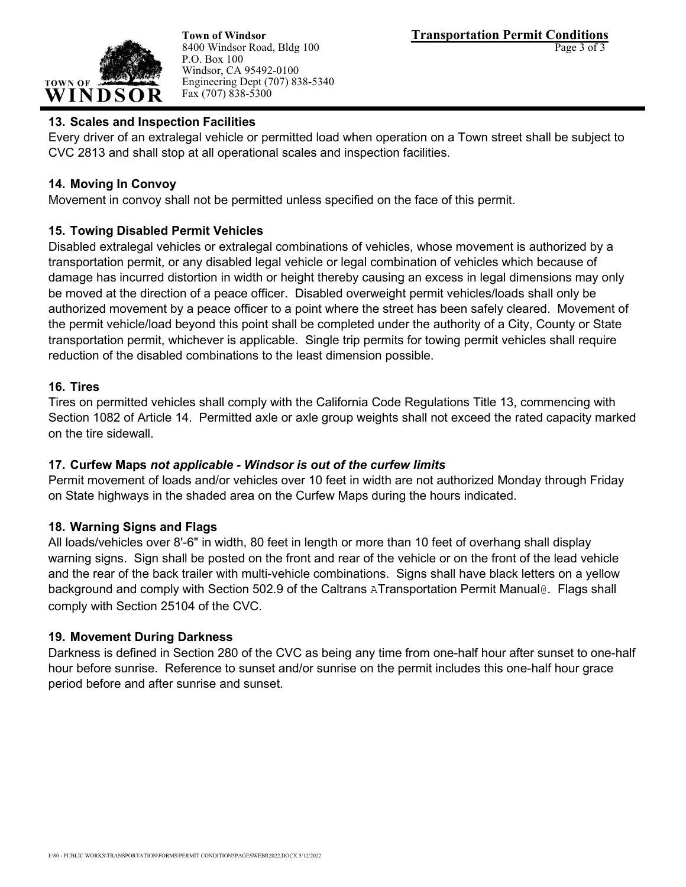**Town of Windsor**
8400 Windsor Road, Bldg 100
P.O. Box 100
Windsor, CA 95492-0100
Engineering Dept (707) 838-5340
Fax (707) 838-5300

**Transportation Permit Conditions**

### 13. Scales and Inspection Facilities

Every driver of an extralegal vehicle or permitted load when operation on a Town street shall be subject to CVC 2813 and shall stop at all operational scales and inspection facilities.

### 14. Moving In Convoy

Movement in convoy shall not be permitted unless specified on the face of this permit.

### 15. Towing Disabled Permit Vehicles

Disabled extralegal vehicles or extralegal combinations of vehicles, whose movement is authorized by a transportation permit, or any disabled legal vehicle or legal combination of vehicles which because of damage has incurred distortion in width or height thereby causing an excess in legal dimensions may only be moved at the direction of a peace officer. Disabled overweight permit vehicles/loads shall only be authorized movement by a peace officer to a point where the street has been safely cleared. Movement of the permit vehicle/load beyond this point shall be completed under the authority of a City, County or State transportation permit, whichever is applicable. Single trip permits for towing permit vehicles shall require reduction of the disabled combinations to the least dimension possible.

### 16. Tires

Tires on permitted vehicles shall comply with the California Code Regulations Title 13, commencing with Section 1082 of Article 14. Permitted axle or axle group weights shall not exceed the rated capacity marked on the tire sidewall.

### 17. Curfew Maps *not applicable - Windsor is out of the curfew limits*

Permit movement of loads and/or vehicles over 10 feet in width are not authorized Monday through Friday on State highways in the shaded area on the Curfew Maps during the hours indicated.

### 18. Warning Signs and Flags

All loads/vehicles over 8'-6" in width, 80 feet in length or more than 10 feet of overhang shall display warning signs. Sign shall be posted on the front and rear of the vehicle or on the front of the lead vehicle and the rear of the back trailer with multi-vehicle combinations. Signs shall have black letters on a yellow background and comply with Section 502.9 of the Caltrans ATransportation Permit Manual@. Flags shall comply with Section 25104 of the CVC.

### 19. Movement During Darkness

Darkness is defined in Section 280 of the CVC as being any time from one-half hour after sunset to one-half hour before sunrise. Reference to sunset and/or sunrise on the permit includes this one-half hour grace period before and after sunrise and sunset.

I:\80 - PUBLIC WORKS\TRANSPORTATION\FORMS\PERMIT CONDITIONSPAGESWEBR2022.DOCX 5/12/2022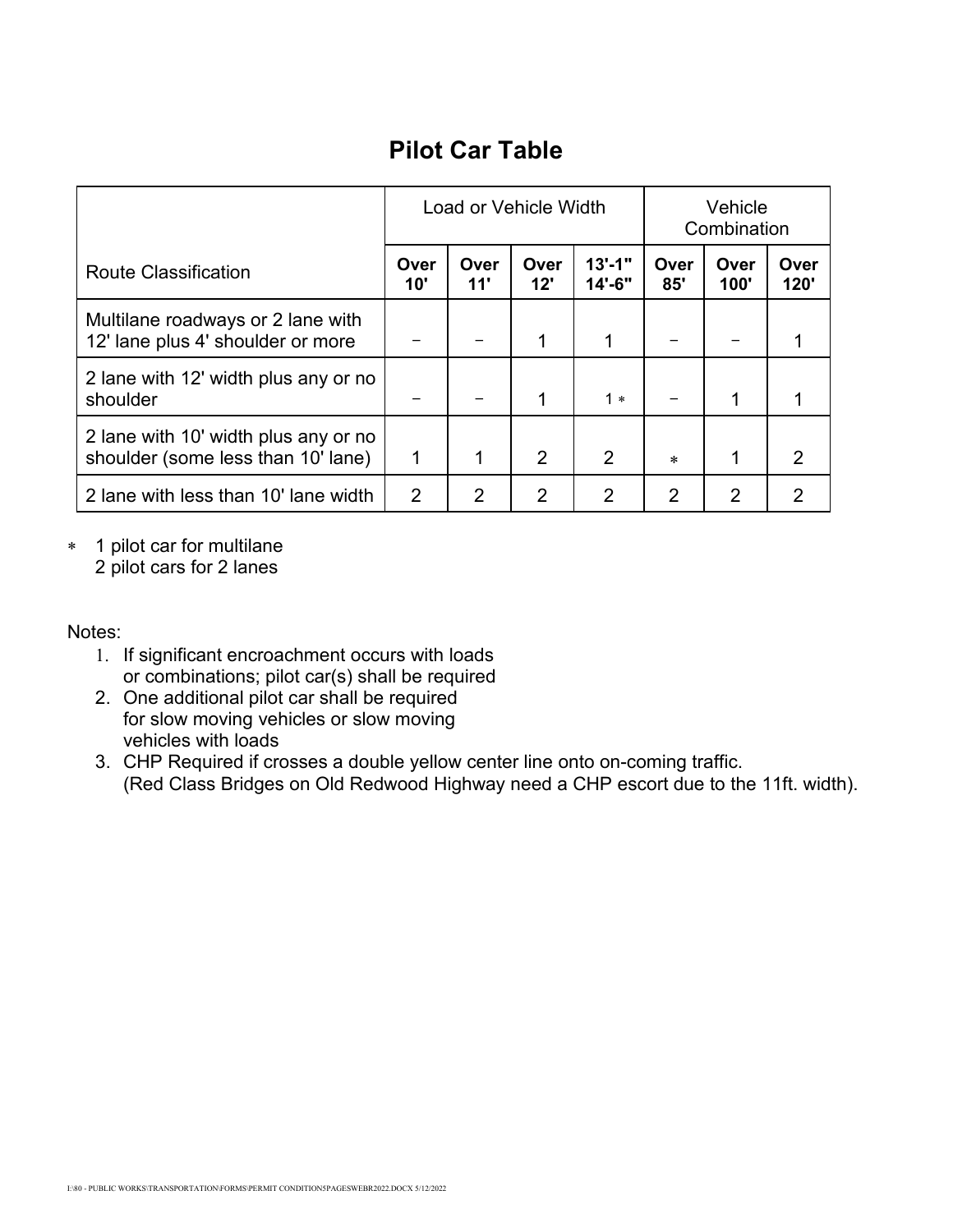## Pilot Car Table

| Route Classification | Load or Vehicle Width | | | | Vehicle Combination | | |
|---|---|---|---|---|---|---|---|
| | **Over 10'** | **Over 11'** | **Over 12'** | **13'-1" 14'-6"** | **Over 85'** | **Over 100'** | **Over 120'** |
| Multilane roadways or 2 lane with 12' lane plus 4' shoulder or more | − | − | 1 | 1 | − | − | 1 |
| 2 lane with 12' width plus any or no shoulder | − | − | 1 | 1 * | − | 1 | 1 |
| 2 lane with 10' width plus any or no shoulder (some less than 10' lane) | 1 | 1 | 2 | 2 | * | 1 | 2 |
| 2 lane with less than 10' lane width | 2 | 2 | 2 | 2 | 2 | 2 | 2 |

\* 1 pilot car for multilane
2 pilot cars for 2 lanes

Notes:

1. If significant encroachment occurs with loads or combinations; pilot car(s) shall be required
2. One additional pilot car shall be required for slow moving vehicles or slow moving vehicles with loads
3. CHP Required if crosses a double yellow center line onto on-coming traffic. (Red Class Bridges on Old Redwood Highway need a CHP escort due to the 11ft. width).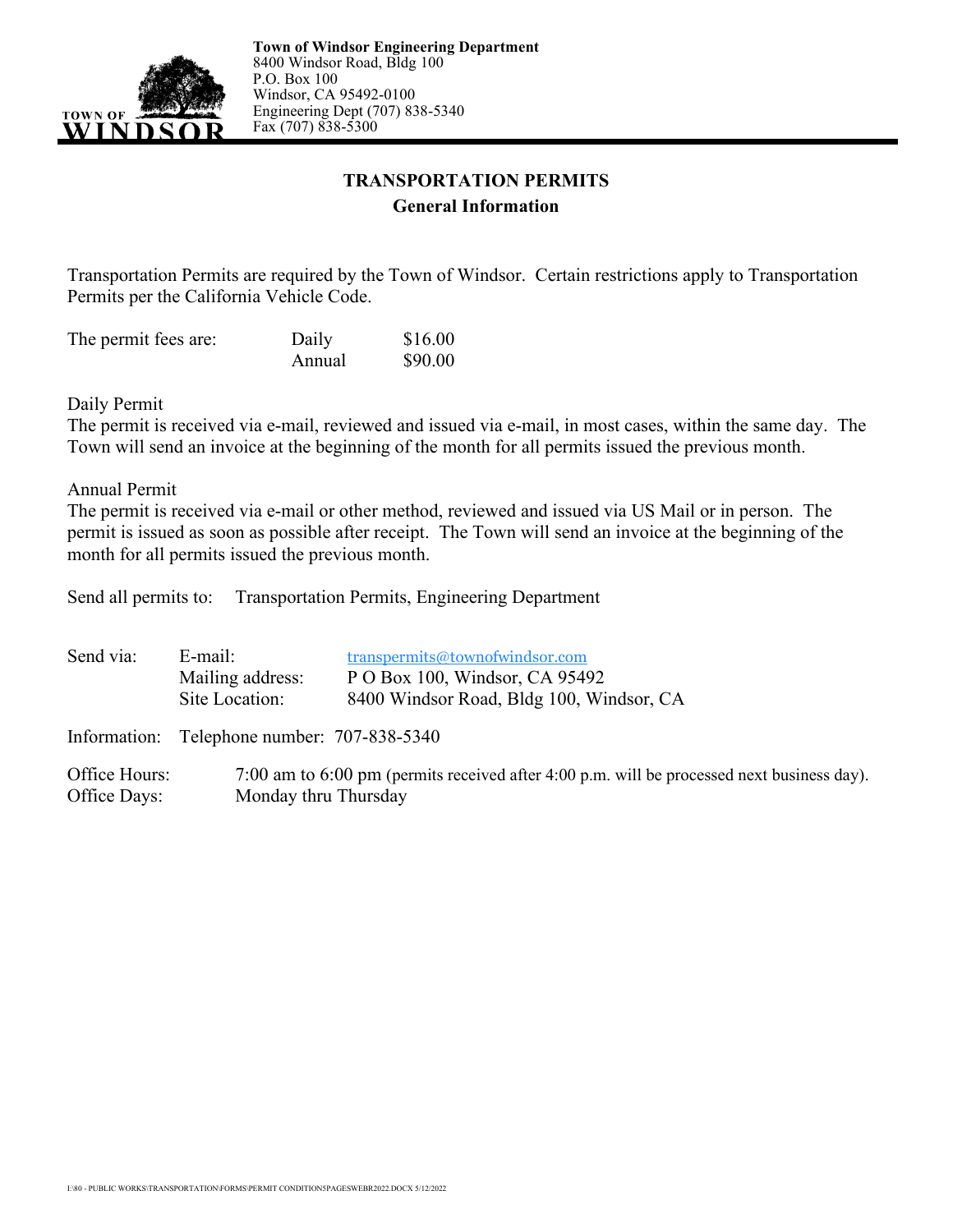**Town of Windsor Engineering Department**
8400 Windsor Road, Bldg 100
P.O. Box 100
Windsor, CA 95492-0100
Engineering Dept (707) 838-5340
Fax (707) 838-5300

## TRANSPORTATION PERMITS
### General Information

Transportation Permits are required by the Town of Windsor. Certain restrictions apply to Transportation Permits per the California Vehicle Code.

| | | |
|---|---|---|
| The permit fees are: | Daily | $16.00 |
| | Annual | $90.00 |

Daily Permit
The permit is received via e-mail, reviewed and issued via e-mail, in most cases, within the same day. The Town will send an invoice at the beginning of the month for all permits issued the previous month.

Annual Permit
The permit is received via e-mail or other method, reviewed and issued via US Mail or in person. The permit is issued as soon as possible after receipt. The Town will send an invoice at the beginning of the month for all permits issued the previous month.

Send all permits to: Transportation Permits, Engineering Department

| | | |
|---|---|---|
| Send via: | E-mail: | transpermits@townofwindsor.com |
| | Mailing address: | P O Box 100, Windsor, CA 95492 |
| | Site Location: | 8400 Windsor Road, Bldg 100, Windsor, CA |

Information: Telephone number: 707-838-5340

Office Hours: 7:00 am to 6:00 pm (permits received after 4:00 p.m. will be processed next business day).
Office Days: Monday thru Thursday